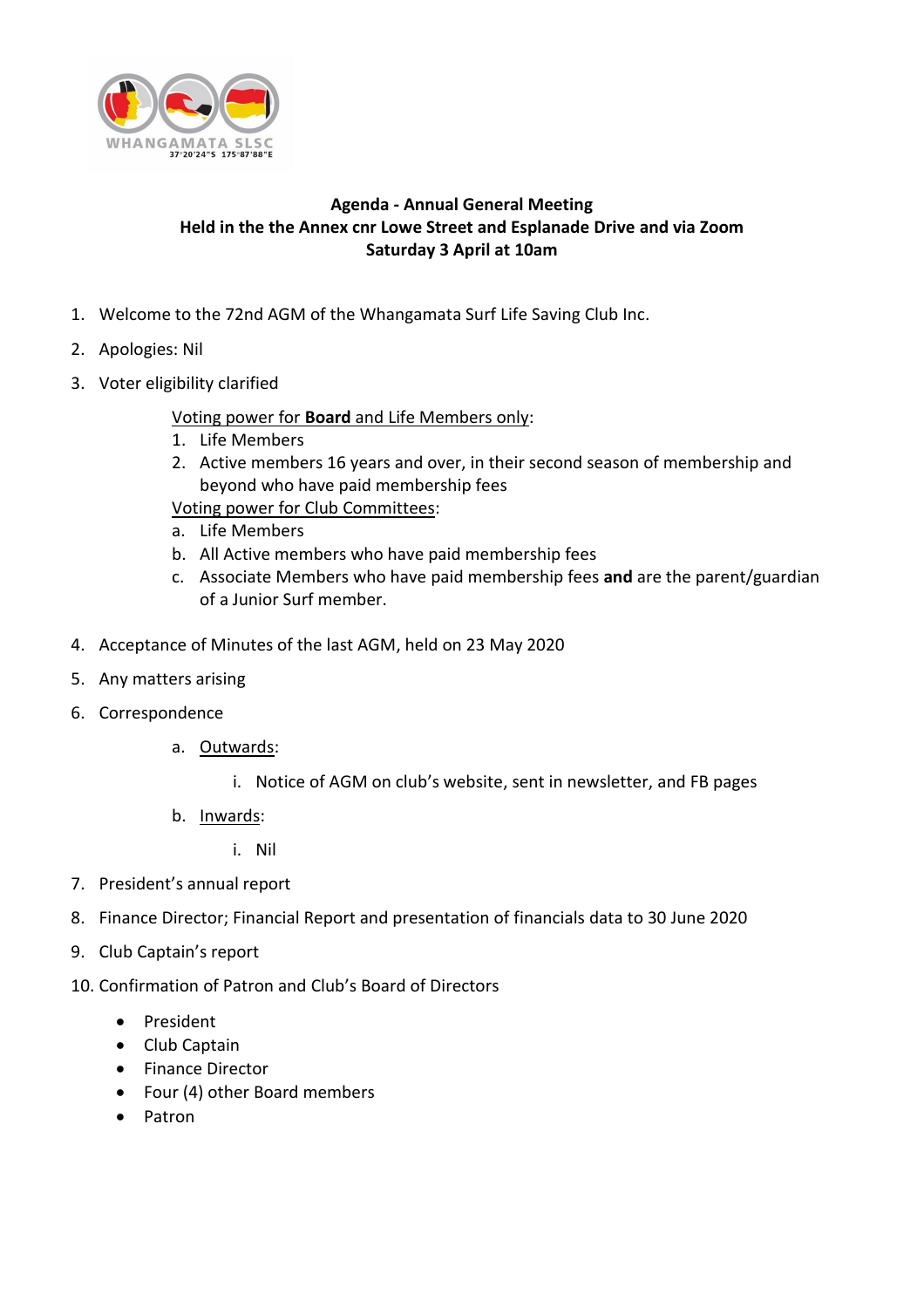WHANGAMATA SLSC
37°20'24"S 175°87'88"E

**Agenda - Annual General Meeting**
**Held in the the Annex cnr Lowe Street and Esplanade Drive and via Zoom**
**Saturday 3 April at 10am**

1. Welcome to the 72nd AGM of the Whangamata Surf Life Saving Club Inc.
2. Apologies: Nil
3. Voter eligibility clarified

   Voting power for **Board** and Life Members only:
   1. Life Members
   2. Active members 16 years and over, in their second season of membership and beyond who have paid membership fees

   Voting power for Club Committees:
   a. Life Members
   b. All Active members who have paid membership fees
   c. Associate Members who have paid membership fees **and** are the parent/guardian of a Junior Surf member.

4. Acceptance of Minutes of the last AGM, held on 23 May 2020
5. Any matters arising
6. Correspondence
   a. Outwards:
      i. Notice of AGM on club's website, sent in newsletter, and FB pages
   b. Inwards:
      i. Nil
7. President's annual report
8. Finance Director; Financial Report and presentation of financials data to 30 June 2020
9. Club Captain's report
10. Confirmation of Patron and Club's Board of Directors
    - President
    - Club Captain
    - Finance Director
    - Four (4) other Board members
    - Patron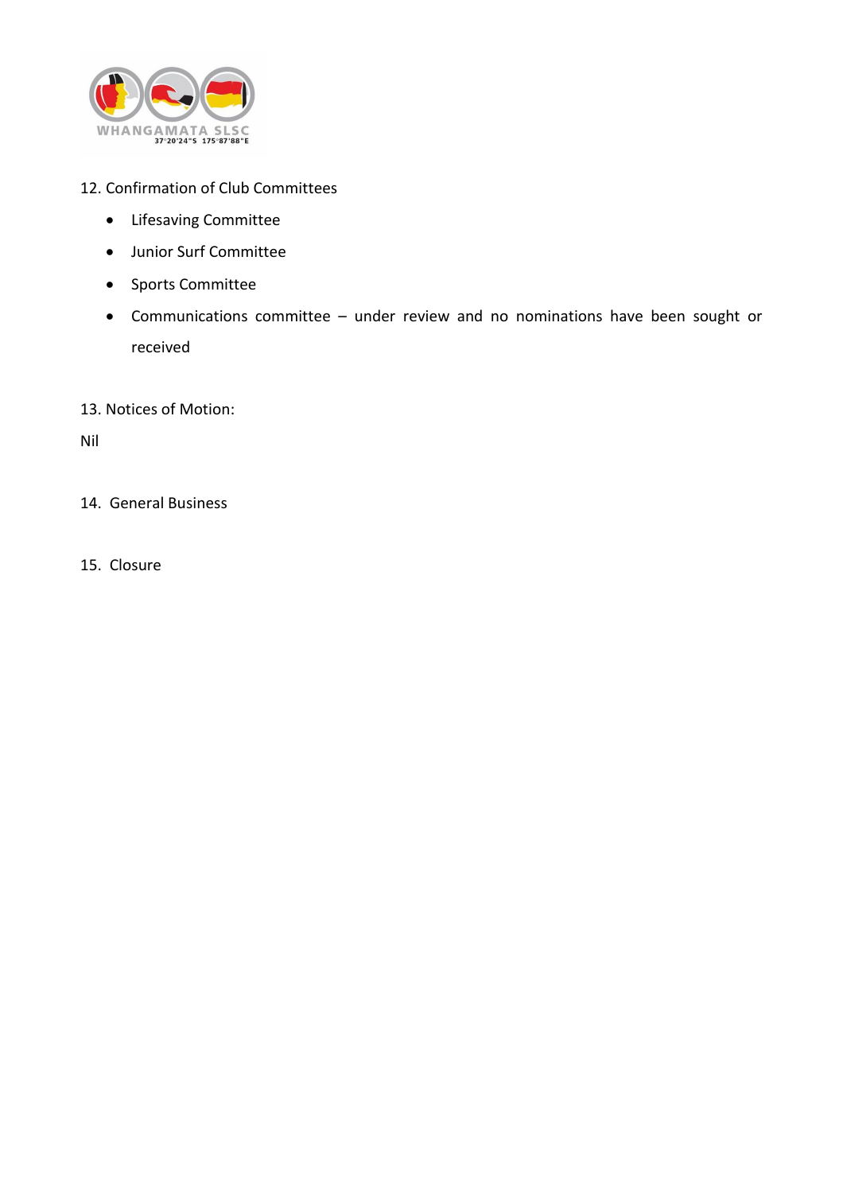12. Confirmation of Club Committees

- Lifesaving Committee
- Junior Surf Committee
- Sports Committee
- Communications committee – under review and no nominations have been sought or received

13. Notices of Motion:

Nil

14. General Business

15. Closure